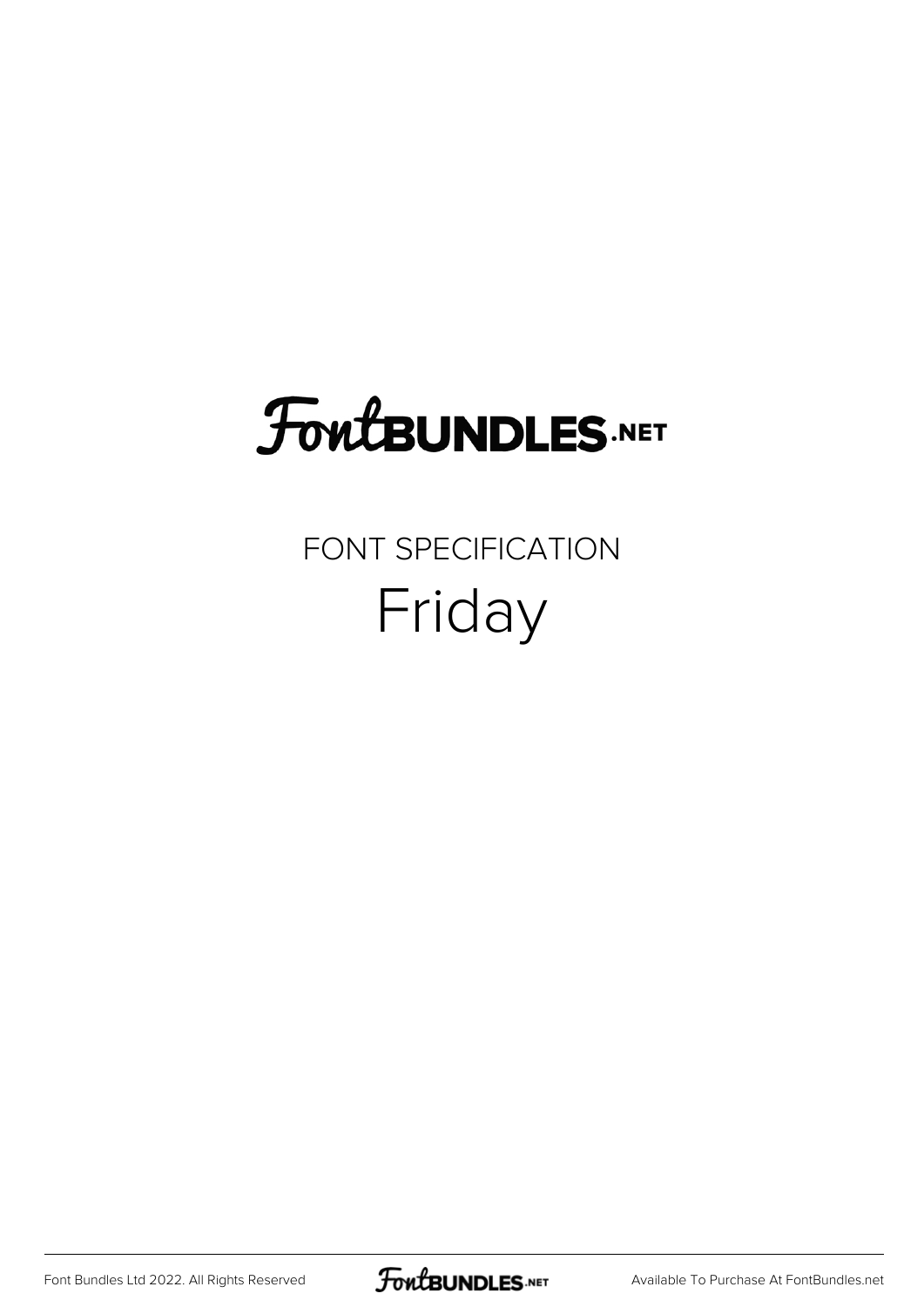FontBUNDLES.NET

FONT SPECIFICATION

# Friday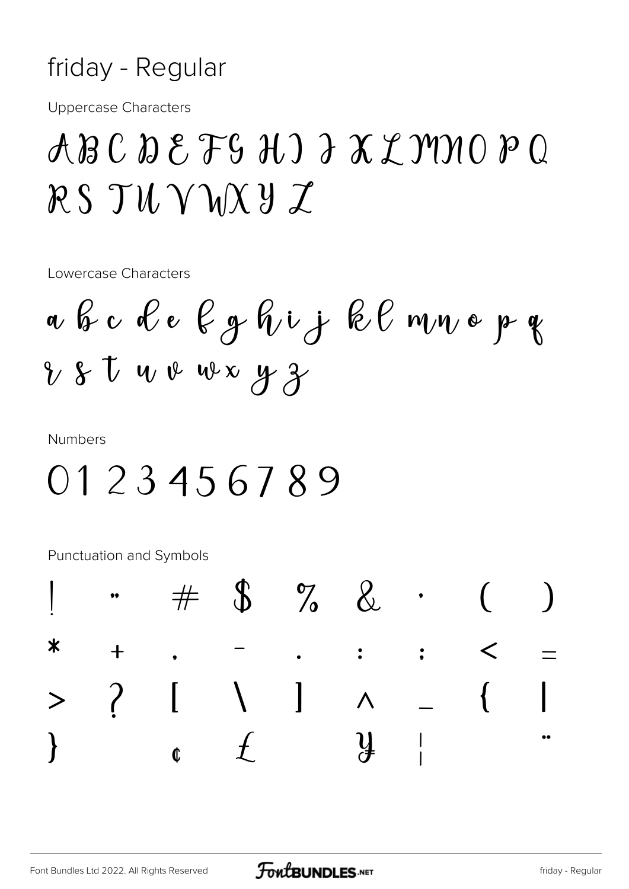# friday - Regular

Uppercase Characters

A B C D E F G H I J K L M N O P Q R S T U V W X Y Z

Lowercase Characters

a b c d e f g h i j k l m n o p q r s t u v w x y z

Numbers

0 1 2 3 4 5 6 7 8 9

Punctuation and Symbols

| | | | | | | | | |
|---|---|---|---|---|---|---|---|---|
| ! | " | # | $ | % | & | ' | ( | ) |
| * | + | , | - | . | : | ; | < | = |
| > | ? | [ | \ | ] | ^ | _ | { | \| |
| } | | ¢ | £ | | ¥ | ¦ | | ¨ |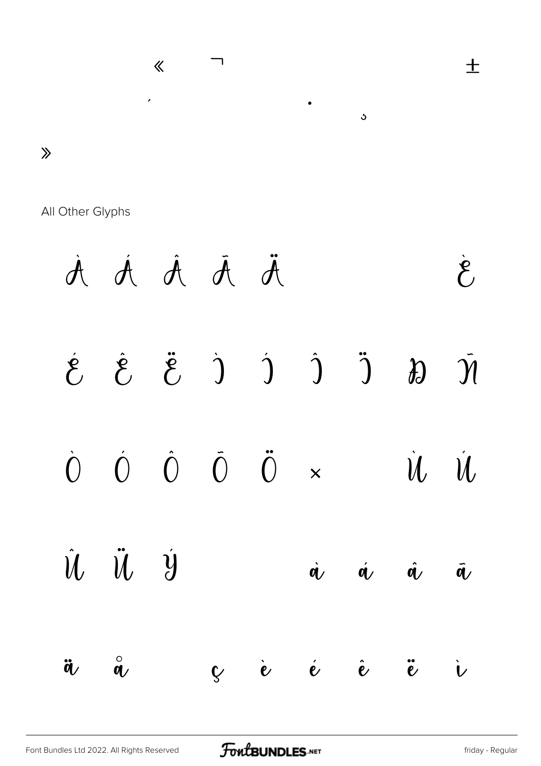« ¬ ±

´ · ¸

»

All Other Glyphs

À Á Â Ã Ä È

É Ê Ë Ì Í Î Ï Ð Ñ

Ò Ó Ô Õ Ö × Ù Ú

Û Ü Ý à á â ã

ä å ç è é ê ë ì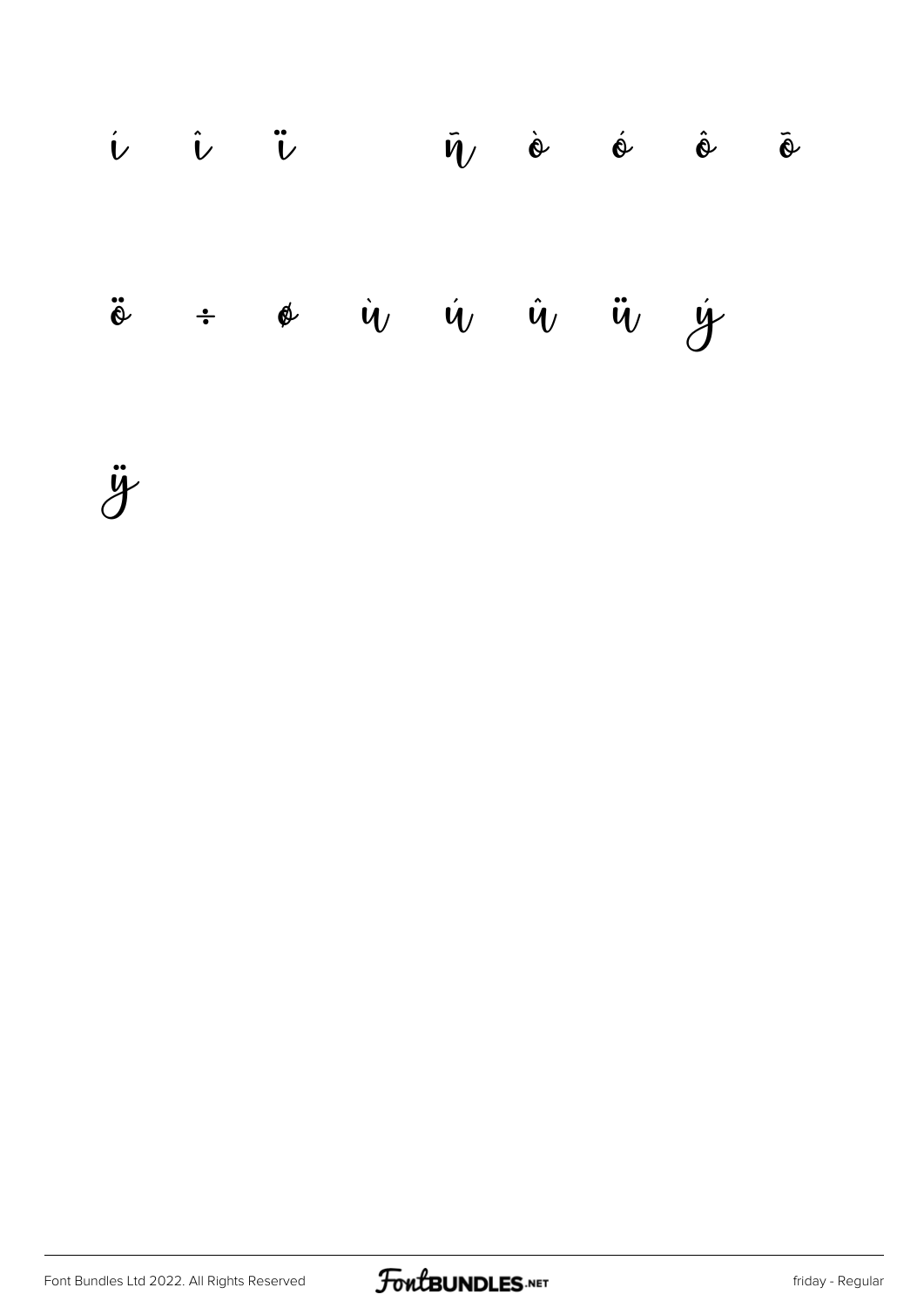í î ï ñ ò ó ô õ

ö ÷ ø ù ú û ü ý

ÿ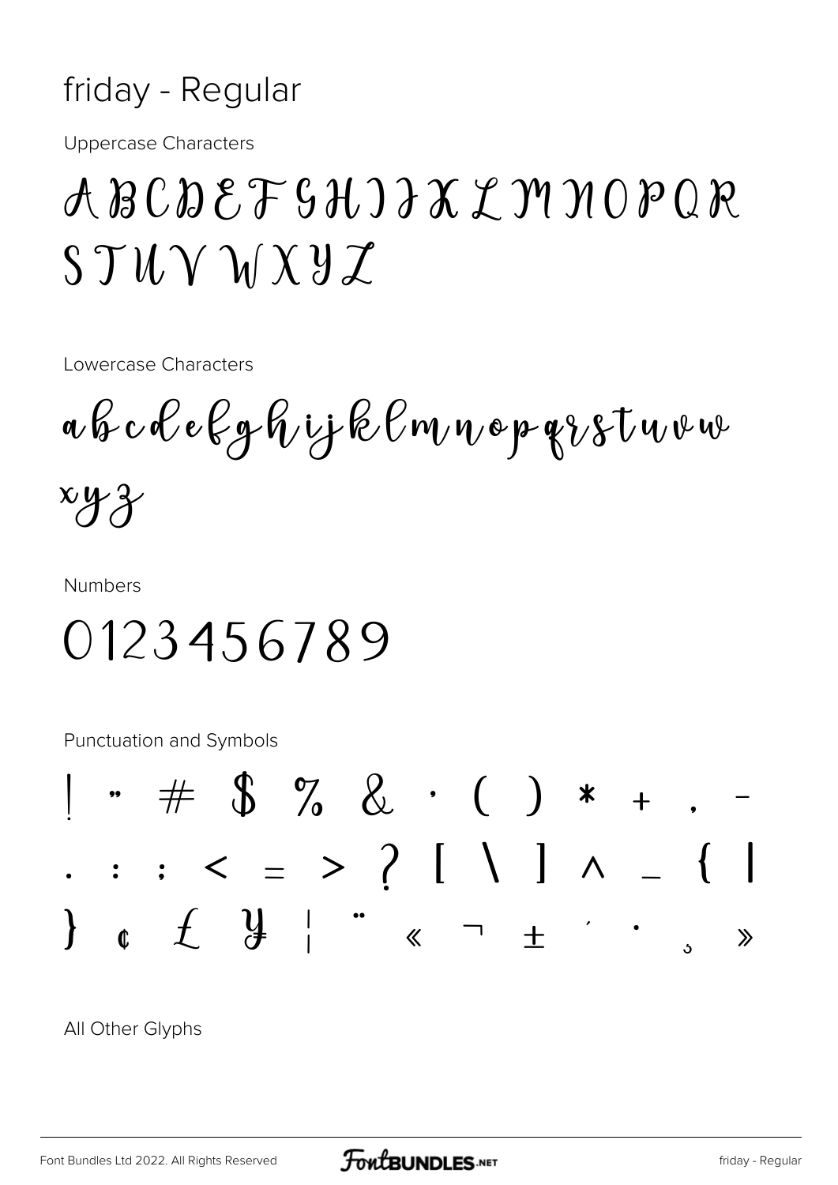# friday - Regular

Uppercase Characters

ABCDEFGHIJKLMNOPQR
STUVWXYZ

Lowercase Characters

abcdefghijklmnopqrstuvw
xyz

Numbers

0123456789

Punctuation and Symbols

! " # $ % & ' ( ) * + , -
. : ; < = > ? [ \ ] ^ _ { |
} ¢ £ ¥ ¦ ¨ « ¬ ± ´ · ¸ »

All Other Glyphs

Font Bundles Ltd 2022. All Rights Reserved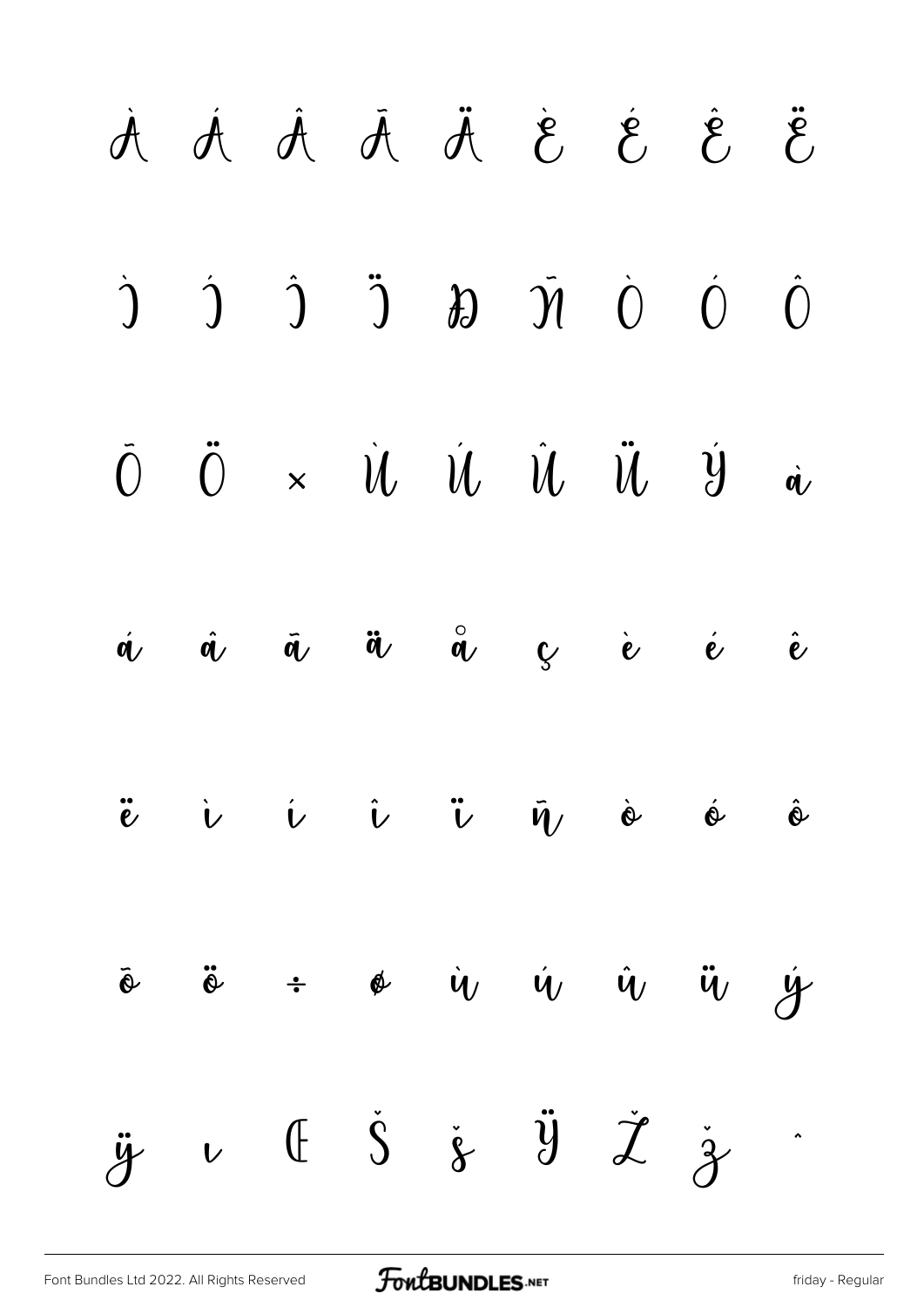À Á Â Ã Ä È É Ê Ë

Ì Í Î Ï Ð Ñ Ò Ó Ô

Õ Ö × Ù Ú Û Ü Ý à

á â ã ä å ç è é ê

ë ì í î ï ñ ò ó ô

õ ö ÷ ø ù ú û ü ý

ÿ ı Œ Š š Ÿ Ž ž ˆ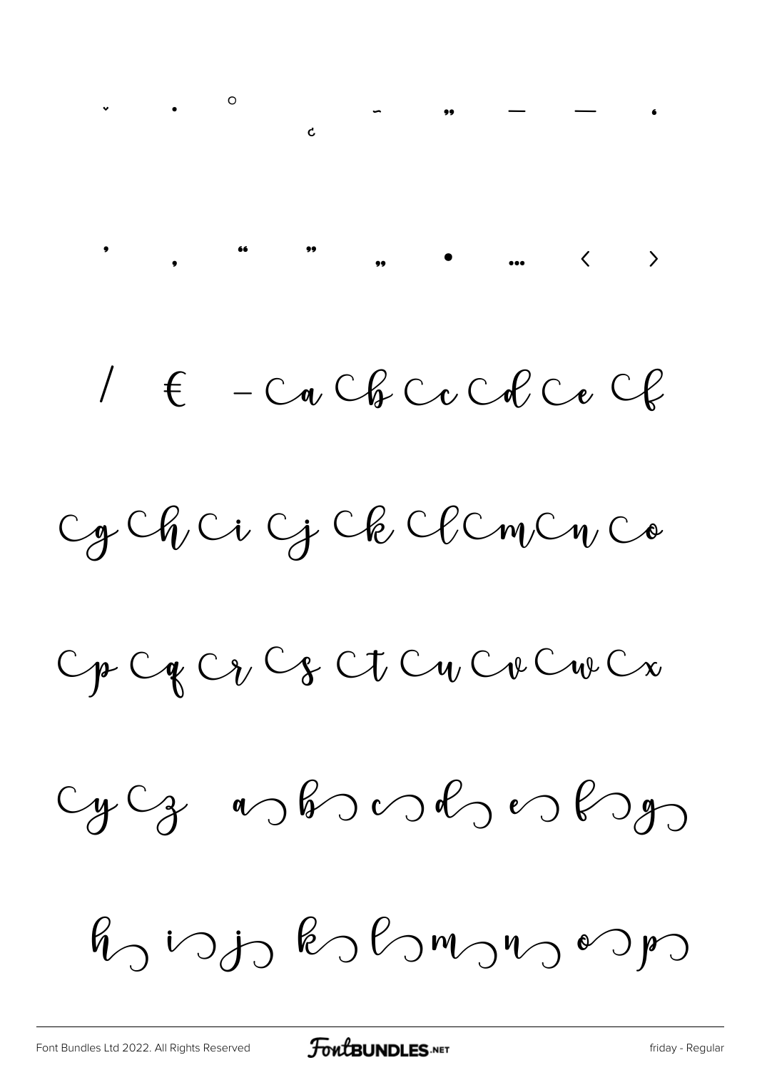ˇ ˙ ˚ ¸ ˜ ˝ – — ˛

' ‚ " " „ • … ‹ ›

/ € - Ca Cb Cc Cd Ce Cf

Cg Ch Ci Cj Ck Cl Cm Cn Co

Cp Cq Cr Cs Ct Cu Cv Cw Cx

Cy Cz a b c d e f g

h i j k l m n o p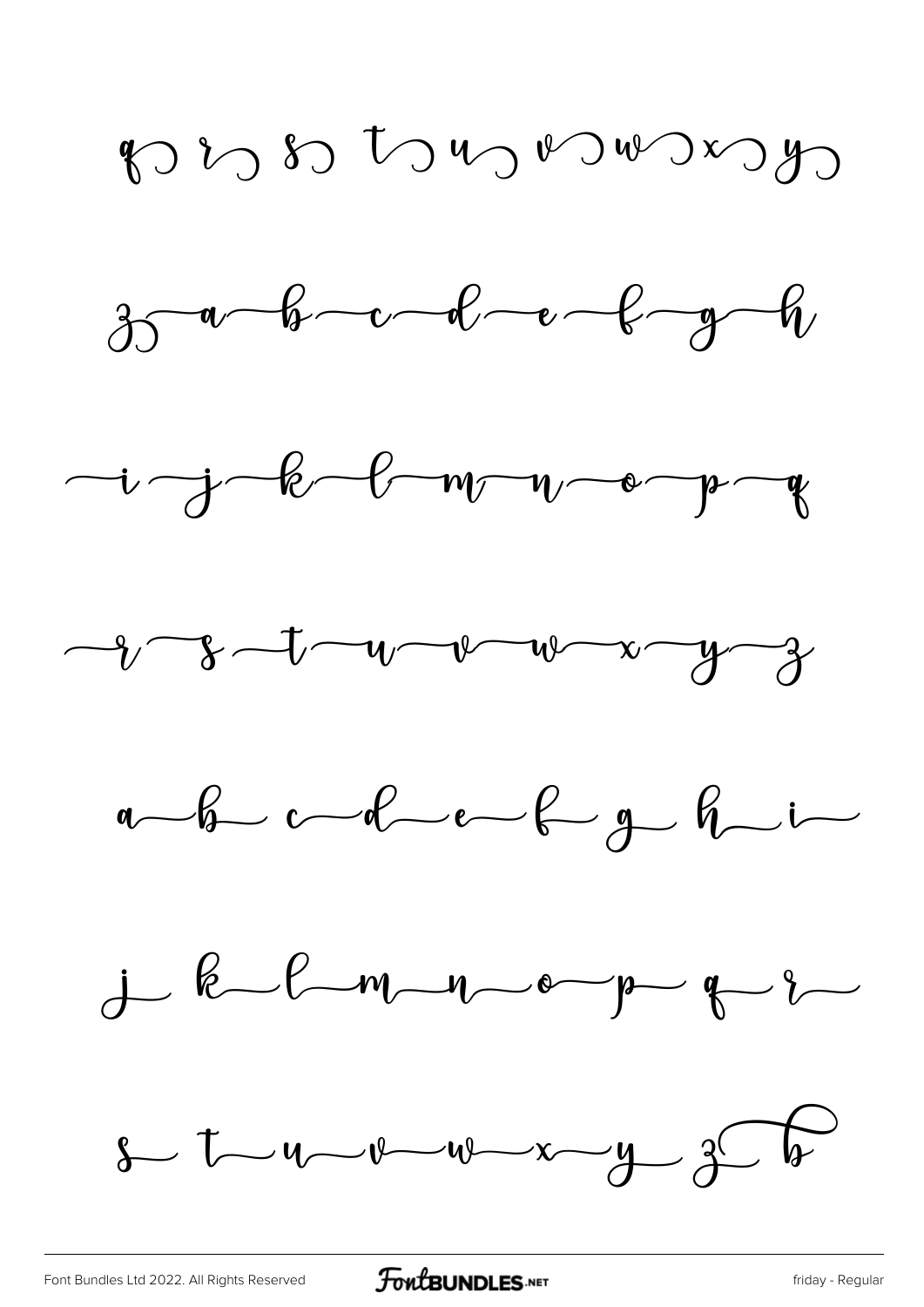q r s t u v w x y

z a b c d e f g h

i j k l m n o p q

r s t u v w x y z

a b c d e f g h i

j k l m n o p q r

s t u v w x y z b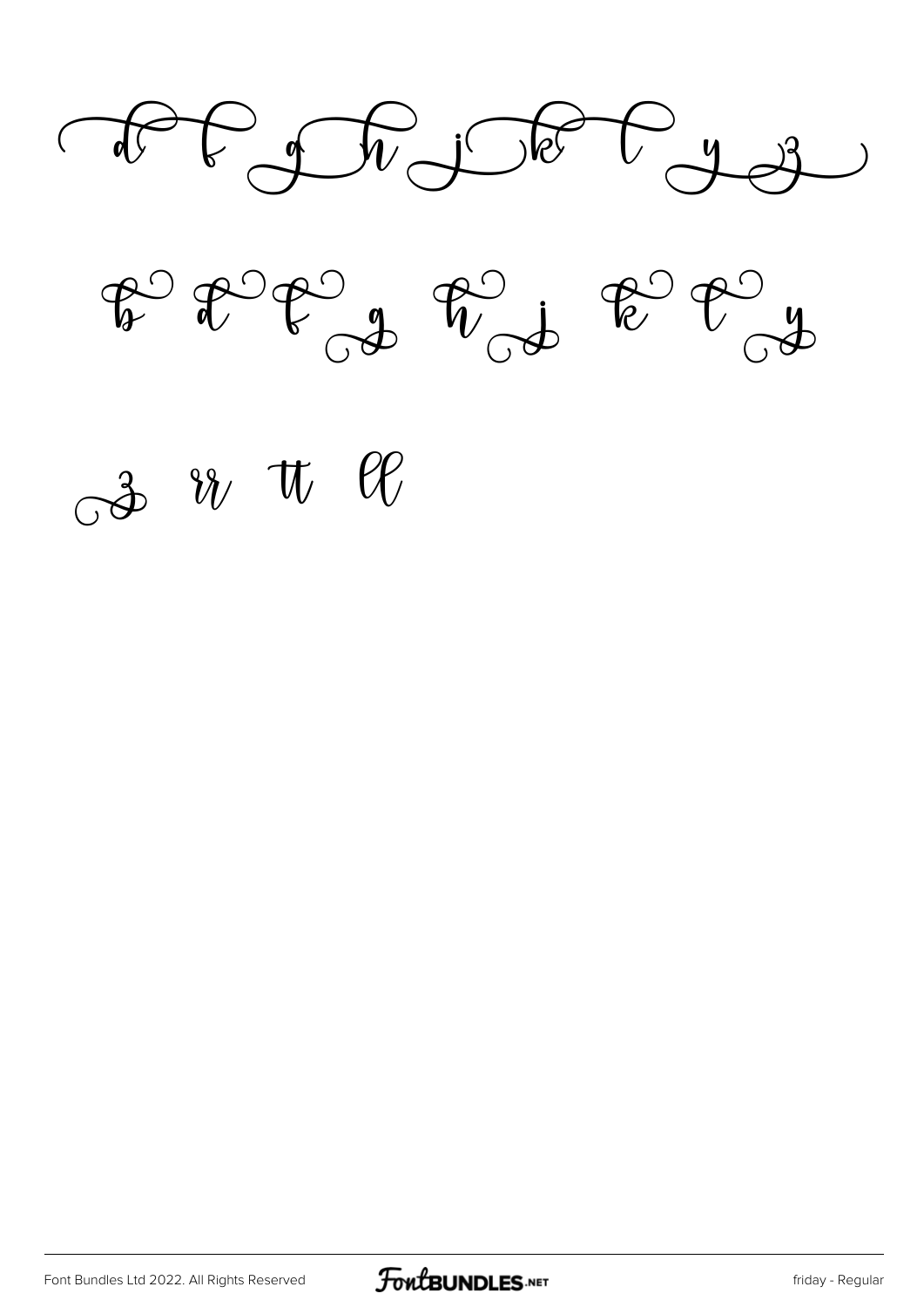d f g h j k l y z

b d f g h j k l y

z rr tt ll